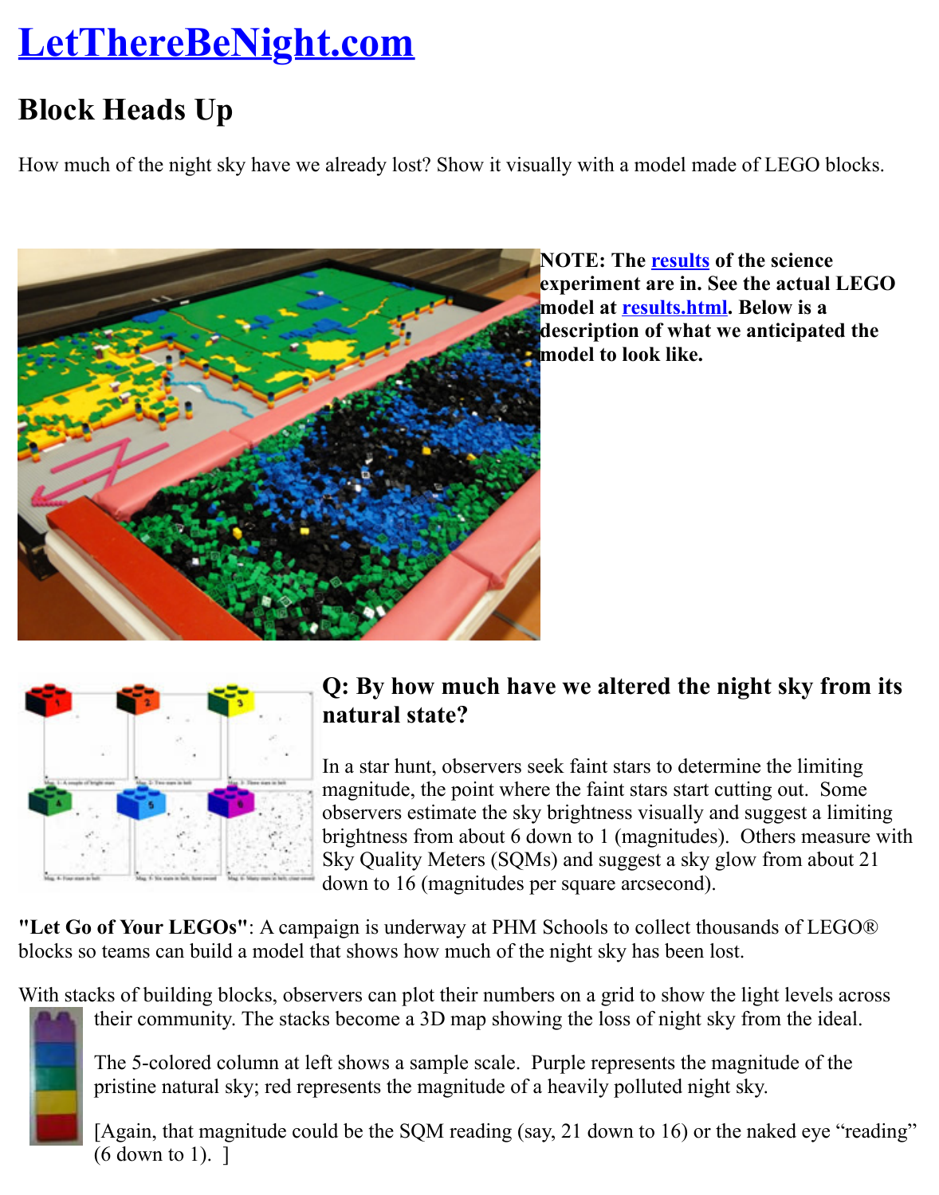# [LetThereBeNight.com]()

## Block Heads Up

How much of the night sky have we already lost? Show it visually with a model made of LEGO blocks.

**NOTE: The [results]() of the science experiment are in. See the actual LEGO model at [results.html](). Below is a description of what we anticipated the model to look like.**

### Q: By how much have we altered the night sky from its natural state?

In a star hunt, observers seek faint stars to determine the limiting magnitude, the point where the faint stars start cutting out. Some observers estimate the sky brightness visually and suggest a limiting brightness from about 6 down to 1 (magnitudes). Others measure with Sky Quality Meters (SQMs) and suggest a sky glow from about 21 down to 16 (magnitudes per square arcsecond).

**"Let Go of Your LEGOs"**: A campaign is underway at PHM Schools to collect thousands of LEGO® blocks so teams can build a model that shows how much of the night sky has been lost.

With stacks of building blocks, observers can plot their numbers on a grid to show the light levels across their community. The stacks become a 3D map showing the loss of night sky from the ideal.

The 5-colored column at left shows a sample scale. Purple represents the magnitude of the pristine natural sky; red represents the magnitude of a heavily polluted night sky.

[Again, that magnitude could be the SQM reading (say, 21 down to 16) or the naked eye "reading" (6 down to 1). ]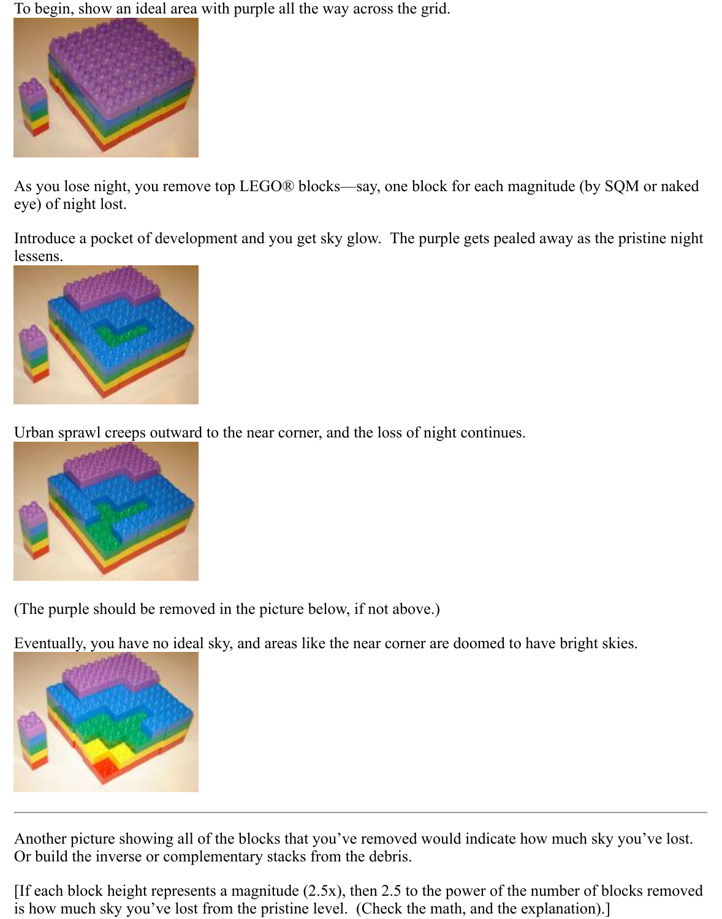To begin, show an ideal area with purple all the way across the grid.

As you lose night, you remove top LEGO® blocks—say, one block for each magnitude (by SQM or naked eye) of night lost.

Introduce a pocket of development and you get sky glow. The purple gets pealed away as the pristine night lessens.

Urban sprawl creeps outward to the near corner, and the loss of night continues.

(The purple should be removed in the picture below, if not above.)

Eventually, you have no ideal sky, and areas like the near corner are doomed to have bright skies.

---

Another picture showing all of the blocks that you've removed would indicate how much sky you've lost. Or build the inverse or complementary stacks from the debris.

[If each block height represents a magnitude (2.5x), then 2.5 to the power of the number of blocks removed is how much sky you've lost from the pristine level. (Check the math, and the explanation).]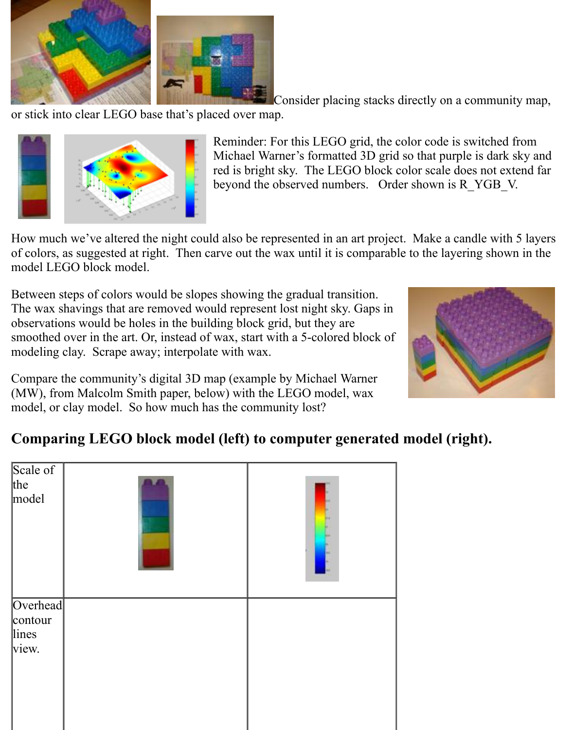Consider placing stacks directly on a community map, or stick into clear LEGO base that's placed over map.

Reminder: For this LEGO grid, the color code is switched from Michael Warner's formatted 3D grid so that purple is dark sky and red is bright sky. The LEGO block color scale does not extend far beyond the observed numbers. Order shown is R_YGB_V.

How much we've altered the night could also be represented in an art project. Make a candle with 5 layers of colors, as suggested at right. Then carve out the wax until it is comparable to the layering shown in the model LEGO block model.

Between steps of colors would be slopes showing the gradual transition. The wax shavings that are removed would represent lost night sky. Gaps in observations would be holes in the building block grid, but they are smoothed over in the art. Or, instead of wax, start with a 5-colored block of modeling clay. Scrape away; interpolate with wax.

Compare the community's digital 3D map (example by Michael Warner (MW), from Malcolm Smith paper, below) with the LEGO model, wax model, or clay model. So how much has the community lost?

## Comparing LEGO block model (left) to computer generated model (right).

| | | |
|---|---|---|
| Scale of the model | | |
| Overhead contour lines view. | | |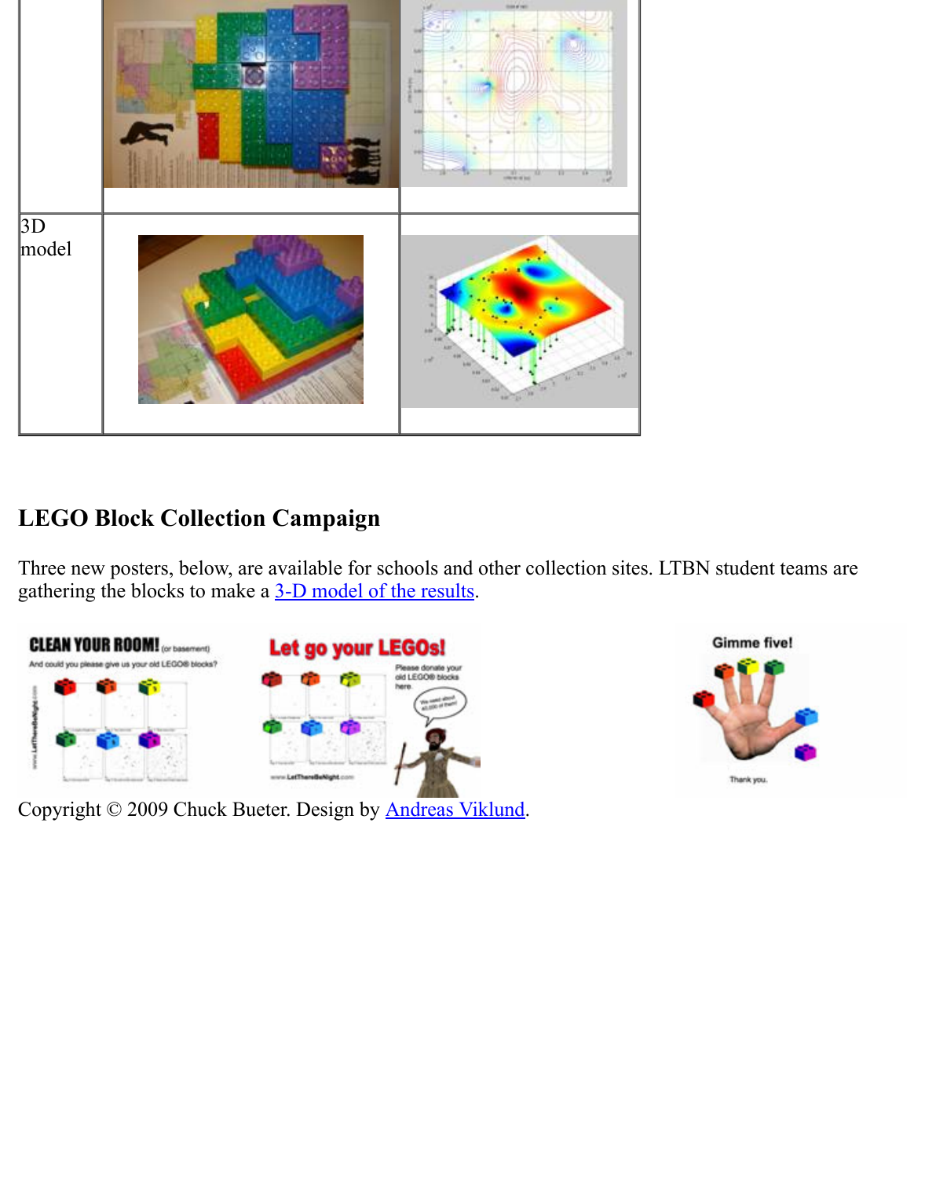| | | |
|---|---|---|
| | | |
| 3D model | | |

## LEGO Block Collection Campaign

Three new posters, below, are available for schools and other collection sites. LTBN student teams are gathering the blocks to make a [3-D model of the results](3-D model of the results).

Copyright © 2009 Chuck Bueter. Design by [Andreas Viklund](Andreas Viklund).